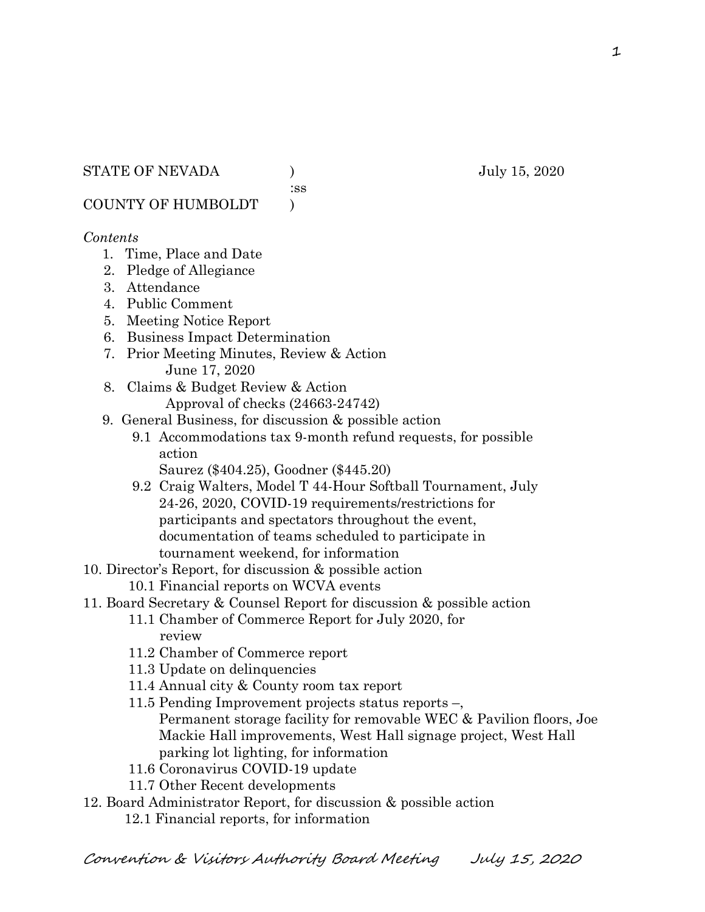STATE OF NEVADA ) July 15, 2020
:ss
COUNTY OF HUMBOLDT )

*Contents*

1. Time, Place and Date
2. Pledge of Allegiance
3. Attendance
4. Public Comment
5. Meeting Notice Report
6. Business Impact Determination
7. Prior Meeting Minutes, Review & Action
   June 17, 2020
8. Claims & Budget Review & Action
   Approval of checks (24663-24742)
9. General Business, for discussion & possible action
   - 9.1 Accommodations tax 9-month refund requests, for possible action
     Saurez ($404.25), Goodner ($445.20)
   - 9.2 Craig Walters, Model T 44-Hour Softball Tournament, July 24-26, 2020, COVID-19 requirements/restrictions for participants and spectators throughout the event, documentation of teams scheduled to participate in tournament weekend, for information
10. Director's Report, for discussion & possible action
    - 10.1 Financial reports on WCVA events
11. Board Secretary & Counsel Report for discussion & possible action
    - 11.1 Chamber of Commerce Report for July 2020, for review
    - 11.2 Chamber of Commerce report
    - 11.3 Update on delinquencies
    - 11.4 Annual city & County room tax report
    - 11.5 Pending Improvement projects status reports –, Permanent storage facility for removable WEC & Pavilion floors, Joe Mackie Hall improvements, West Hall signage project, West Hall parking lot lighting, for information
    - 11.6 Coronavirus COVID-19 update
    - 11.7 Other Recent developments
12. Board Administrator Report, for discussion & possible action
    - 12.1 Financial reports, for information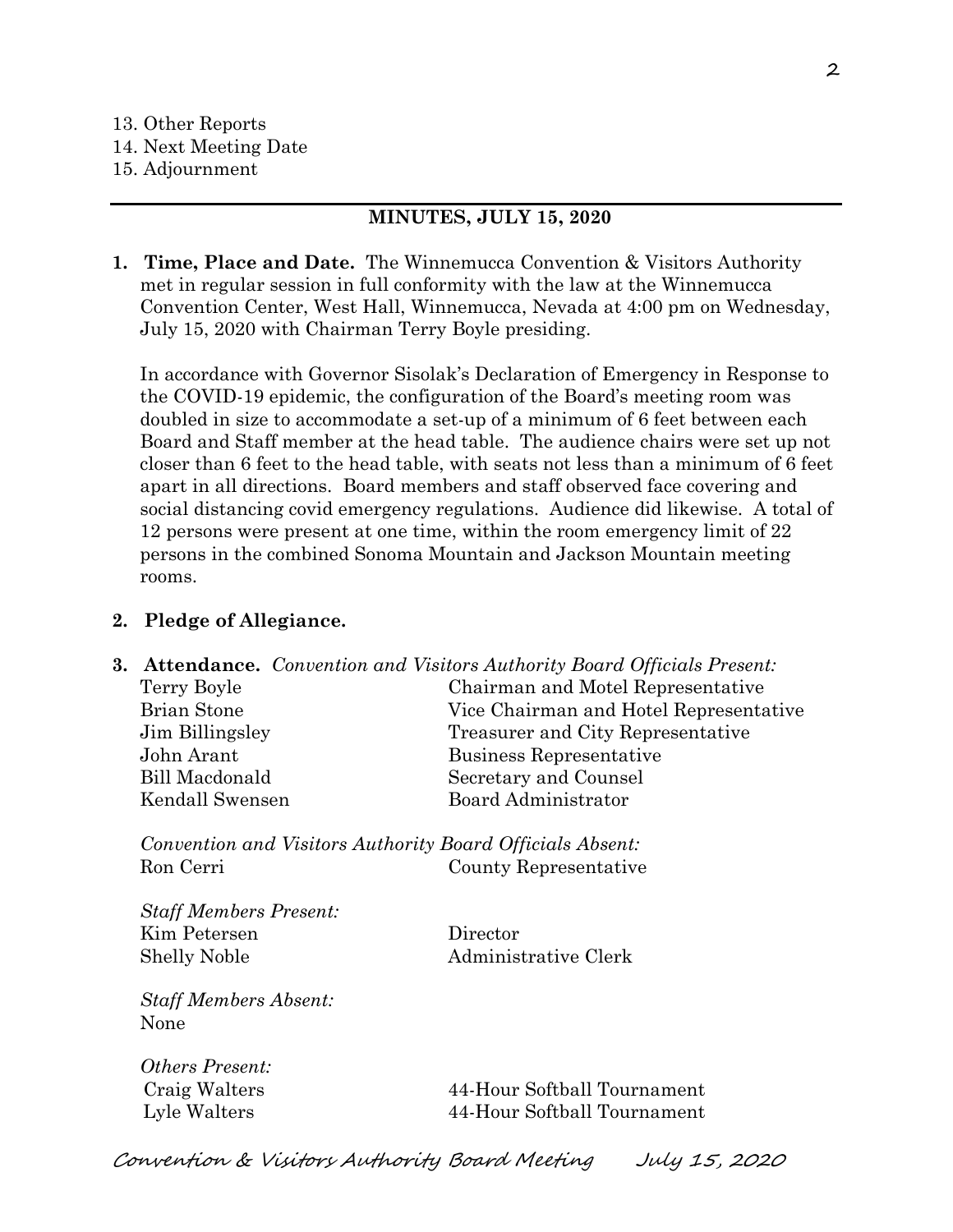13. Other Reports
14. Next Meeting Date
15. Adjournment

---

## MINUTES, JULY 15, 2020

**1. Time, Place and Date.** The Winnemucca Convention & Visitors Authority met in regular session in full conformity with the law at the Winnemucca Convention Center, West Hall, Winnemucca, Nevada at 4:00 pm on Wednesday, July 15, 2020 with Chairman Terry Boyle presiding.

In accordance with Governor Sisolak's Declaration of Emergency in Response to the COVID-19 epidemic, the configuration of the Board's meeting room was doubled in size to accommodate a set-up of a minimum of 6 feet between each Board and Staff member at the head table. The audience chairs were set up not closer than 6 feet to the head table, with seats not less than a minimum of 6 feet apart in all directions. Board members and staff observed face covering and social distancing covid emergency regulations. Audience did likewise. A total of 12 persons were present at one time, within the room emergency limit of 22 persons in the combined Sonoma Mountain and Jackson Mountain meeting rooms.

**2. Pledge of Allegiance.**

**3. Attendance.** *Convention and Visitors Authority Board Officials Present:*

| | |
|---|---|
| Terry Boyle | Chairman and Motel Representative |
| Brian Stone | Vice Chairman and Hotel Representative |
| Jim Billingsley | Treasurer and City Representative |
| John Arant | Business Representative |
| Bill Macdonald | Secretary and Counsel |
| Kendall Swensen | Board Administrator |

*Convention and Visitors Authority Board Officials Absent:*

| | |
|---|---|
| Ron Cerri | County Representative |

*Staff Members Present:*

| | |
|---|---|
| Kim Petersen | Director |
| Shelly Noble | Administrative Clerk |

*Staff Members Absent:*
None

*Others Present:*

| | |
|---|---|
| Craig Walters | 44-Hour Softball Tournament |
| Lyle Walters | 44-Hour Softball Tournament |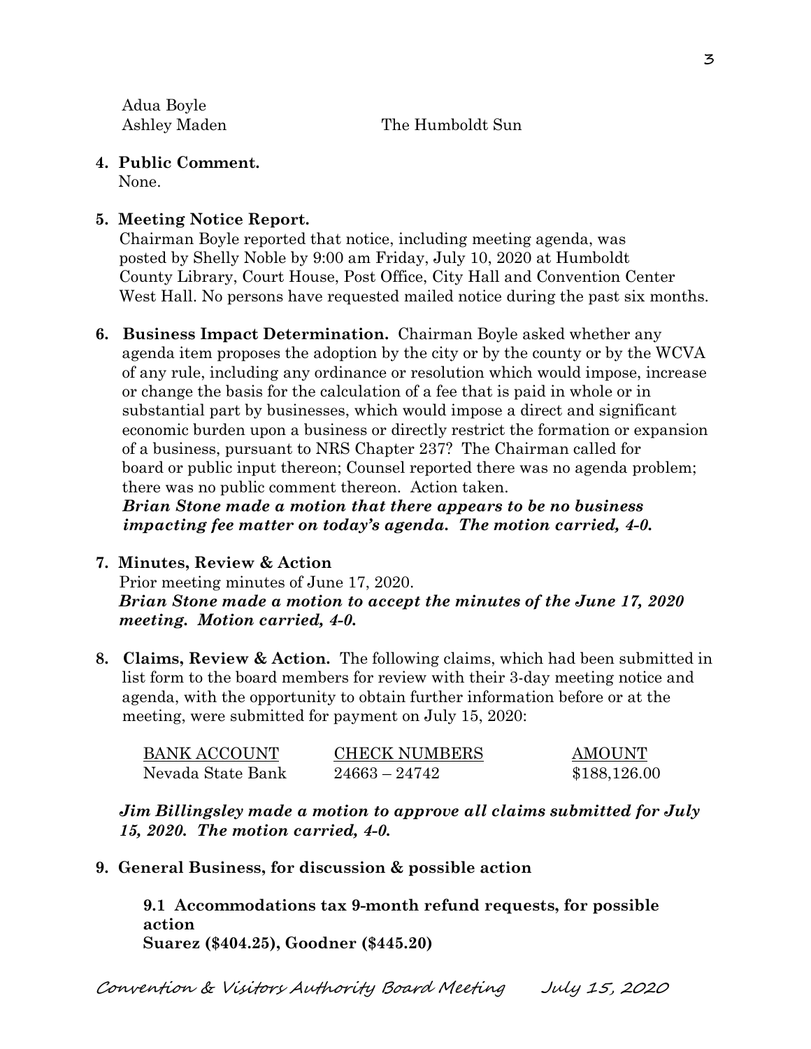Adua Boyle
Ashley Maden    The Humboldt Sun

**4. Public Comment.**
None.

**5. Meeting Notice Report.**
Chairman Boyle reported that notice, including meeting agenda, was posted by Shelly Noble by 9:00 am Friday, July 10, 2020 at Humboldt County Library, Court House, Post Office, City Hall and Convention Center West Hall. No persons have requested mailed notice during the past six months.

**6. Business Impact Determination.** Chairman Boyle asked whether any agenda item proposes the adoption by the city or by the county or by the WCVA of any rule, including any ordinance or resolution which would impose, increase or change the basis for the calculation of a fee that is paid in whole or in substantial part by businesses, which would impose a direct and significant economic burden upon a business or directly restrict the formation or expansion of a business, pursuant to NRS Chapter 237? The Chairman called for board or public input thereon; Counsel reported there was no agenda problem; there was no public comment thereon. Action taken.
***Brian Stone made a motion that there appears to be no business impacting fee matter on today's agenda. The motion carried, 4-0.***

**7. Minutes, Review & Action**
Prior meeting minutes of June 17, 2020.
***Brian Stone made a motion to accept the minutes of the June 17, 2020 meeting. Motion carried, 4-0.***

**8. Claims, Review & Action.** The following claims, which had been submitted in list form to the board members for review with their 3-day meeting notice and agenda, with the opportunity to obtain further information before or at the meeting, were submitted for payment on July 15, 2020:

| BANK ACCOUNT | CHECK NUMBERS | AMOUNT |
| --- | --- | --- |
| Nevada State Bank | 24663 – 24742 | \$188,126.00 |

***Jim Billingsley made a motion to approve all claims submitted for July 15, 2020. The motion carried, 4-0.***

**9. General Business, for discussion & possible action**

**9.1 Accommodations tax 9-month refund requests, for possible action**
**Suarez (\$404.25), Goodner (\$445.20)**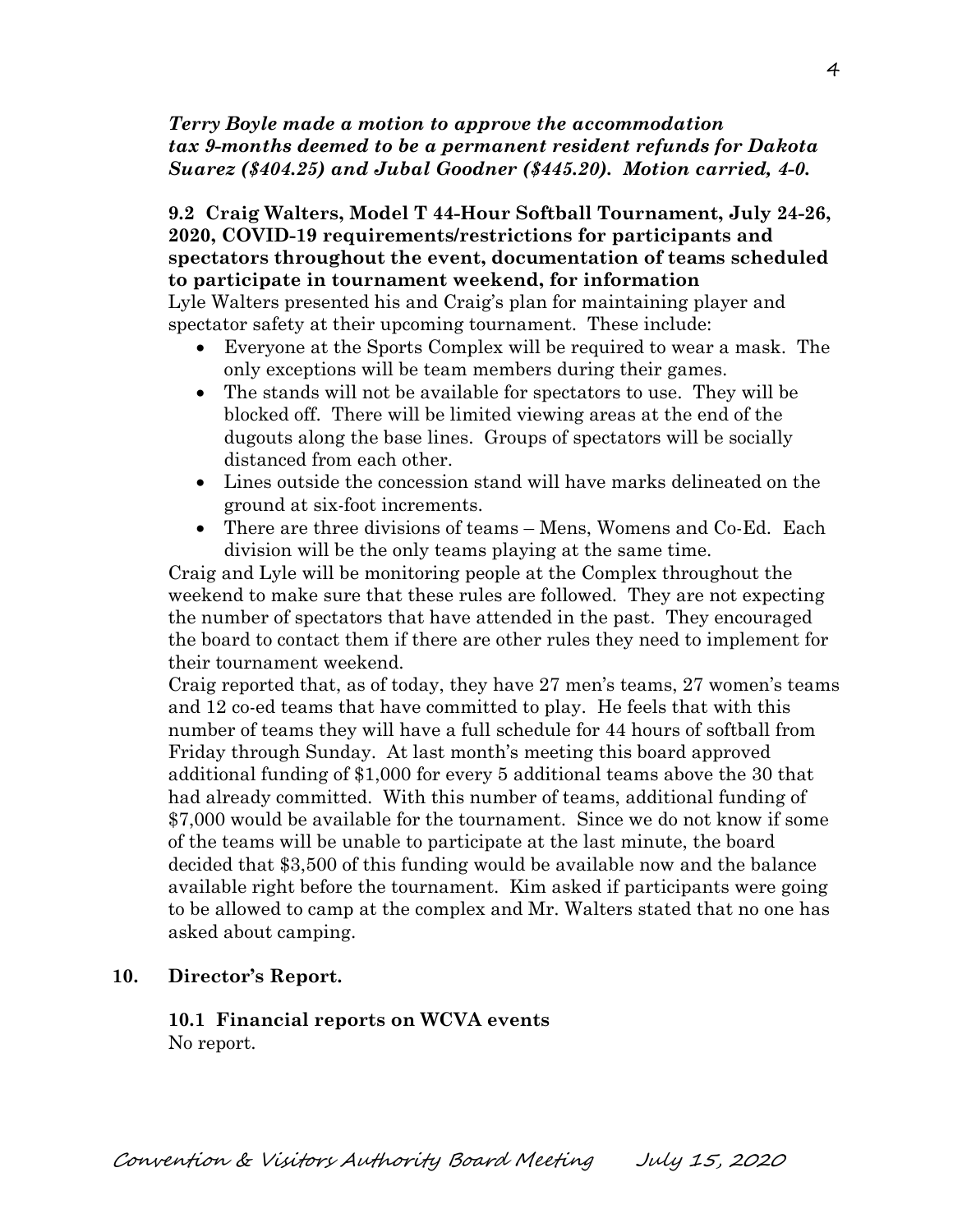***Terry Boyle made a motion to approve the accommodation tax 9-months deemed to be a permanent resident refunds for Dakota Suarez ($404.25) and Jubal Goodner ($445.20). Motion carried, 4-0.***

**9.2 Craig Walters, Model T 44-Hour Softball Tournament, July 24-26, 2020, COVID-19 requirements/restrictions for participants and spectators throughout the event, documentation of teams scheduled to participate in tournament weekend, for information**

Lyle Walters presented his and Craig's plan for maintaining player and spectator safety at their upcoming tournament. These include:

- Everyone at the Sports Complex will be required to wear a mask. The only exceptions will be team members during their games.
- The stands will not be available for spectators to use. They will be blocked off. There will be limited viewing areas at the end of the dugouts along the base lines. Groups of spectators will be socially distanced from each other.
- Lines outside the concession stand will have marks delineated on the ground at six-foot increments.
- There are three divisions of teams – Mens, Womens and Co-Ed. Each division will be the only teams playing at the same time.

Craig and Lyle will be monitoring people at the Complex throughout the weekend to make sure that these rules are followed. They are not expecting the number of spectators that have attended in the past. They encouraged the board to contact them if there are other rules they need to implement for their tournament weekend.

Craig reported that, as of today, they have 27 men's teams, 27 women's teams and 12 co-ed teams that have committed to play. He feels that with this number of teams they will have a full schedule for 44 hours of softball from Friday through Sunday. At last month's meeting this board approved additional funding of $1,000 for every 5 additional teams above the 30 that had already committed. With this number of teams, additional funding of $7,000 would be available for the tournament. Since we do not know if some of the teams will be unable to participate at the last minute, the board decided that $3,500 of this funding would be available now and the balance available right before the tournament. Kim asked if participants were going to be allowed to camp at the complex and Mr. Walters stated that no one has asked about camping.

## 10. Director's Report.

**10.1 Financial reports on WCVA events**

No report.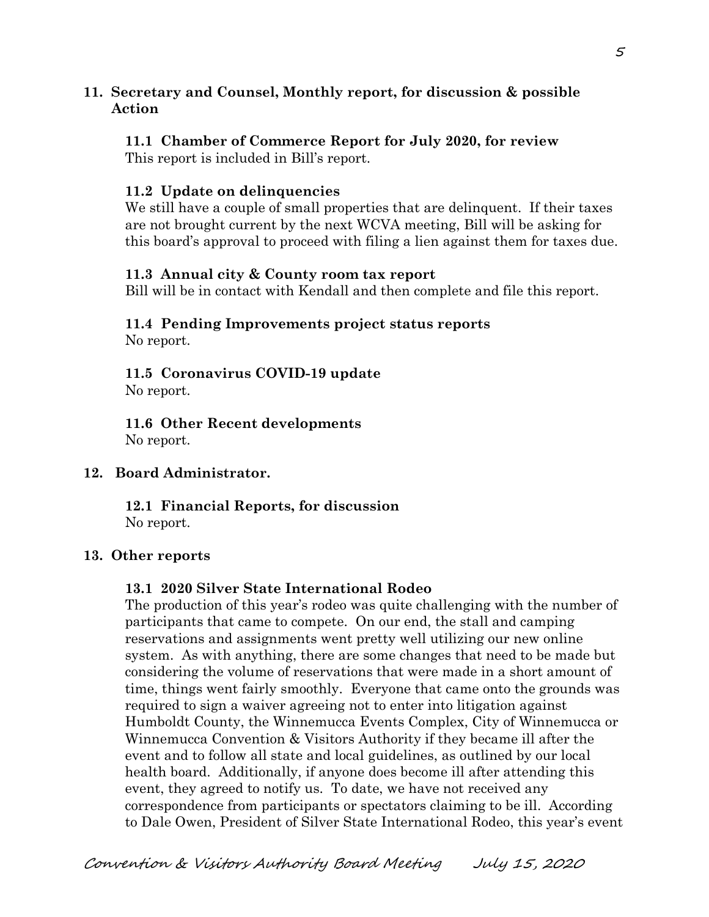**11. Secretary and Counsel, Monthly report, for discussion & possible Action**

**11.1 Chamber of Commerce Report for July 2020, for review**
This report is included in Bill's report.

**11.2 Update on delinquencies**
We still have a couple of small properties that are delinquent. If their taxes are not brought current by the next WCVA meeting, Bill will be asking for this board's approval to proceed with filing a lien against them for taxes due.

**11.3 Annual city & County room tax report**
Bill will be in contact with Kendall and then complete and file this report.

**11.4 Pending Improvements project status reports**
No report.

**11.5 Coronavirus COVID-19 update**
No report.

**11.6 Other Recent developments**
No report.

**12. Board Administrator.**

**12.1 Financial Reports, for discussion**
No report.

**13. Other reports**

**13.1 2020 Silver State International Rodeo**
The production of this year's rodeo was quite challenging with the number of participants that came to compete. On our end, the stall and camping reservations and assignments went pretty well utilizing our new online system. As with anything, there are some changes that need to be made but considering the volume of reservations that were made in a short amount of time, things went fairly smoothly. Everyone that came onto the grounds was required to sign a waiver agreeing not to enter into litigation against Humboldt County, the Winnemucca Events Complex, City of Winnemucca or Winnemucca Convention & Visitors Authority if they became ill after the event and to follow all state and local guidelines, as outlined by our local health board. Additionally, if anyone does become ill after attending this event, they agreed to notify us. To date, we have not received any correspondence from participants or spectators claiming to be ill. According to Dale Owen, President of Silver State International Rodeo, this year's event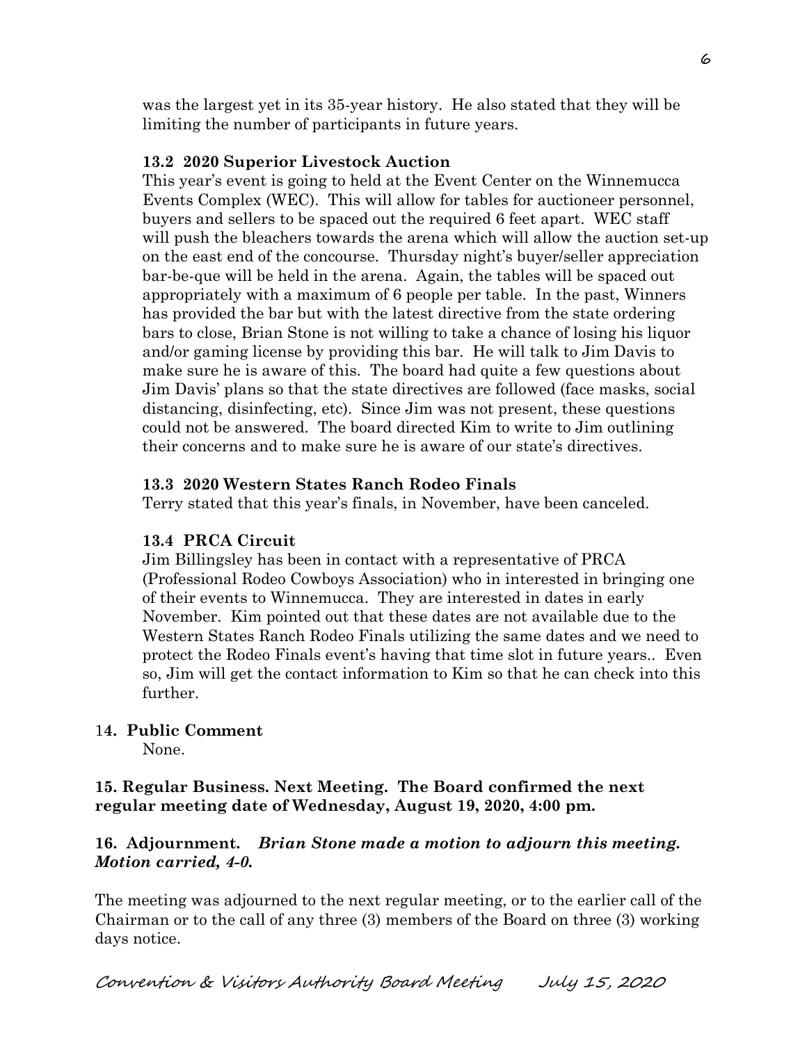was the largest yet in its 35-year history. He also stated that they will be limiting the number of participants in future years.

### 13.2 2020 Superior Livestock Auction

This year's event is going to held at the Event Center on the Winnemucca Events Complex (WEC). This will allow for tables for auctioneer personnel, buyers and sellers to be spaced out the required 6 feet apart. WEC staff will push the bleachers towards the arena which will allow the auction set-up on the east end of the concourse. Thursday night's buyer/seller appreciation bar-be-que will be held in the arena. Again, the tables will be spaced out appropriately with a maximum of 6 people per table. In the past, Winners has provided the bar but with the latest directive from the state ordering bars to close, Brian Stone is not willing to take a chance of losing his liquor and/or gaming license by providing this bar. He will talk to Jim Davis to make sure he is aware of this. The board had quite a few questions about Jim Davis' plans so that the state directives are followed (face masks, social distancing, disinfecting, etc). Since Jim was not present, these questions could not be answered. The board directed Kim to write to Jim outlining their concerns and to make sure he is aware of our state's directives.

### 13.3 2020 Western States Ranch Rodeo Finals

Terry stated that this year's finals, in November, have been canceled.

### 13.4 PRCA Circuit

Jim Billingsley has been in contact with a representative of PRCA (Professional Rodeo Cowboys Association) who in interested in bringing one of their events to Winnemucca. They are interested in dates in early November. Kim pointed out that these dates are not available due to the Western States Ranch Rodeo Finals utilizing the same dates and we need to protect the Rodeo Finals event's having that time slot in future years.. Even so, Jim will get the contact information to Kim so that he can check into this further.

## 14. Public Comment

None.

**15. Regular Business. Next Meeting. The Board confirmed the next regular meeting date of Wednesday, August 19, 2020, 4:00 pm.**

**16. Adjournment.** ***Brian Stone made a motion to adjourn this meeting. Motion carried, 4-0.***

The meeting was adjourned to the next regular meeting, or to the earlier call of the Chairman or to the call of any three (3) members of the Board on three (3) working days notice.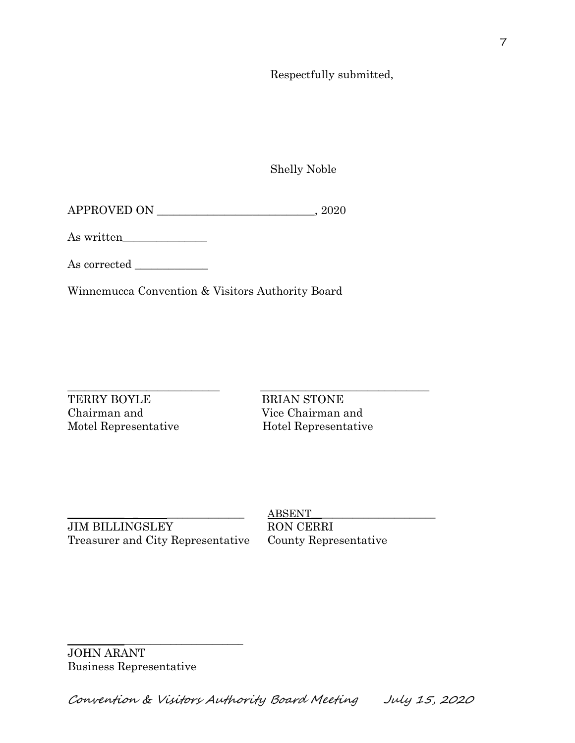Respectfully submitted,

Shelly Noble

APPROVED ON ____________________________, 2020

As written_______________

As corrected _____________

Winnemucca Convention & Visitors Authority Board

_____________________________ _______________________________

TERRY BOYLE
Chairman and
Motel Representative

BRIAN STONE
Vice Chairman and
Hotel Representative

_____________________________ ABSENT______________________

JIM BILLINGSLEY
Treasurer and City Representative

RON CERRI
County Representative

_____________________________

JOHN ARANT
Business Representative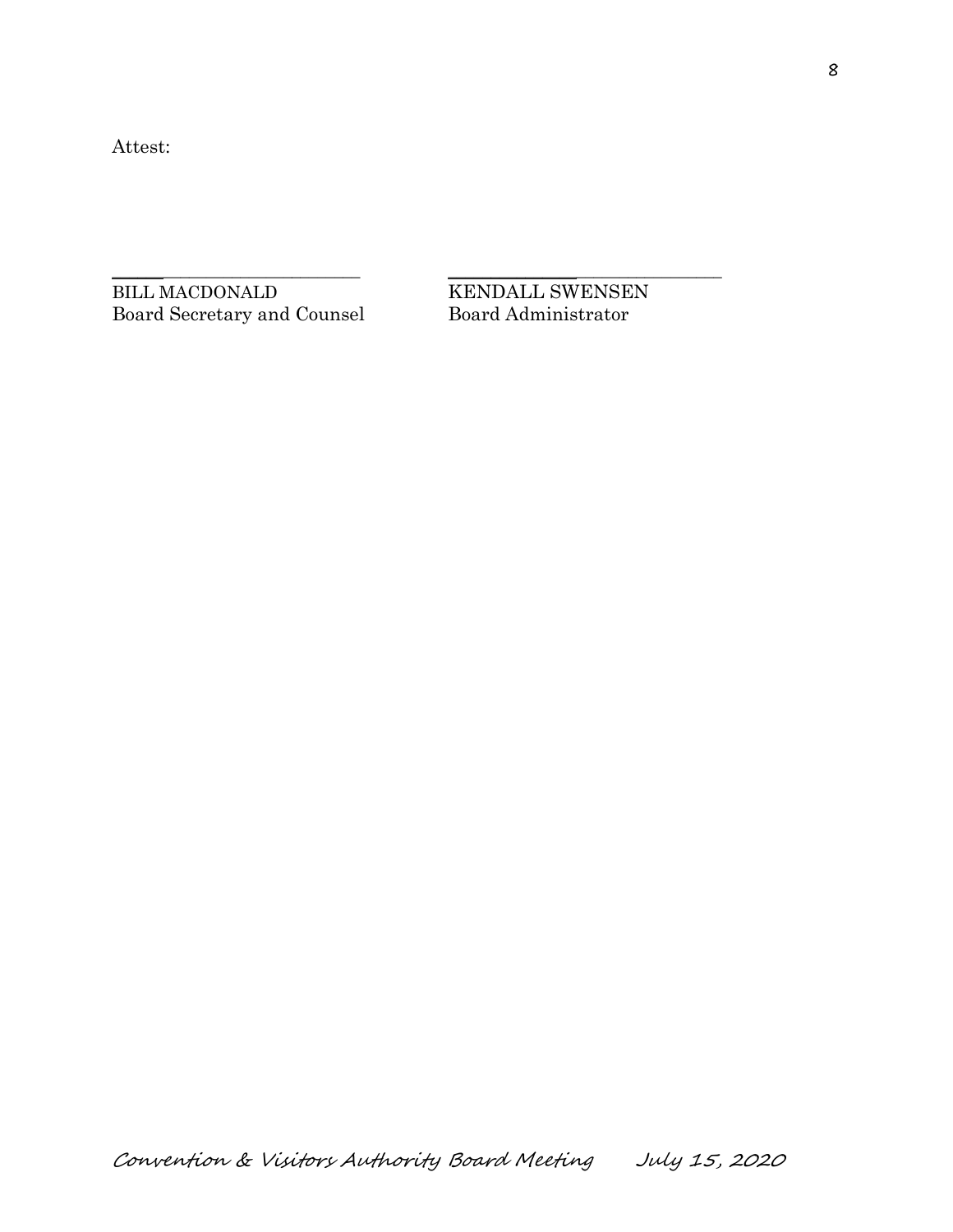Attest:

\_\_\_\_\_\_\_\_\_\_\_\_\_\_\_\_\_\_\_\_\_\_\_\_\_\_\_\_ 
BILL MACDONALD 
Board Secretary and Counsel

\_\_\_\_\_\_\_\_\_\_\_\_\_\_\_\_\_\_\_\_\_\_\_\_\_\_\_\_\_\_\_ 
KENDALL SWENSEN 
Board Administrator